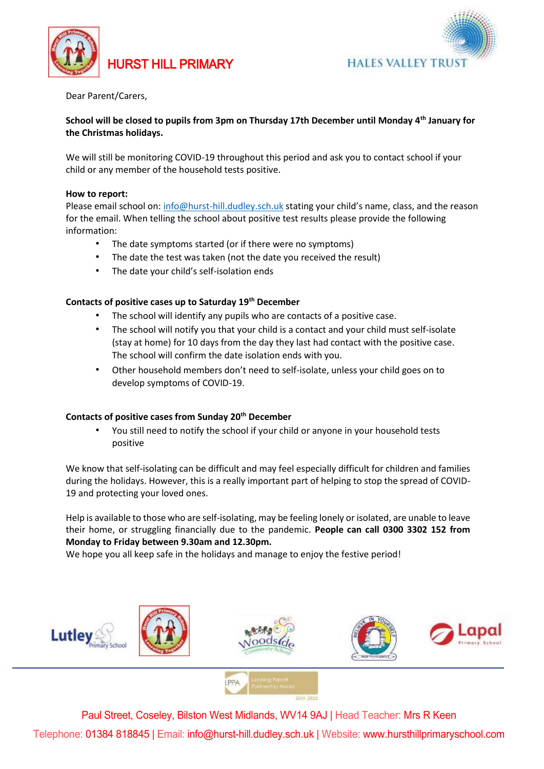# HURST HILL PRIMARY

HALES VALLEY TRUST

Dear Parent/Carers,

**School will be closed to pupils from 3pm on Thursday 17th December until Monday 4th January for the Christmas holidays.**

We will still be monitoring COVID-19 throughout this period and ask you to contact school if your child or any member of the household tests positive.

**How to report:**
Please email school on: info@hurst-hill.dudley.sch.uk stating your child's name, class, and the reason for the email. When telling the school about positive test results please provide the following information:

- The date symptoms started (or if there were no symptoms)
- The date the test was taken (not the date you received the result)
- The date your child's self-isolation ends

**Contacts of positive cases up to Saturday 19th December**

- The school will identify any pupils who are contacts of a positive case.
- The school will notify you that your child is a contact and your child must self-isolate (stay at home) for 10 days from the day they last had contact with the positive case. The school will confirm the date isolation ends with you.
- Other household members don't need to self-isolate, unless your child goes on to develop symptoms of COVID-19.

**Contacts of positive cases from Sunday 20th December**

- You still need to notify the school if your child or anyone in your household tests positive

We know that self-isolating can be difficult and may feel especially difficult for children and families during the holidays. However, this is a really important part of helping to stop the spread of COVID-19 and protecting your loved ones.

Help is available to those who are self-isolating, may be feeling lonely or isolated, are unable to leave their home, or struggling financially due to the pandemic. **People can call 0300 3302 152 from Monday to Friday between 9.30am and 12.30pm.**
We hope you all keep safe in the holidays and manage to enjoy the festive period!

Paul Street, Coseley, Bilston West Midlands, WV14 9AJ | Head Teacher: Mrs R Keen
Telephone: 01384 818845 | Email: info@hurst-hill.dudley.sch.uk | Website: www.hursthillprimaryschool.com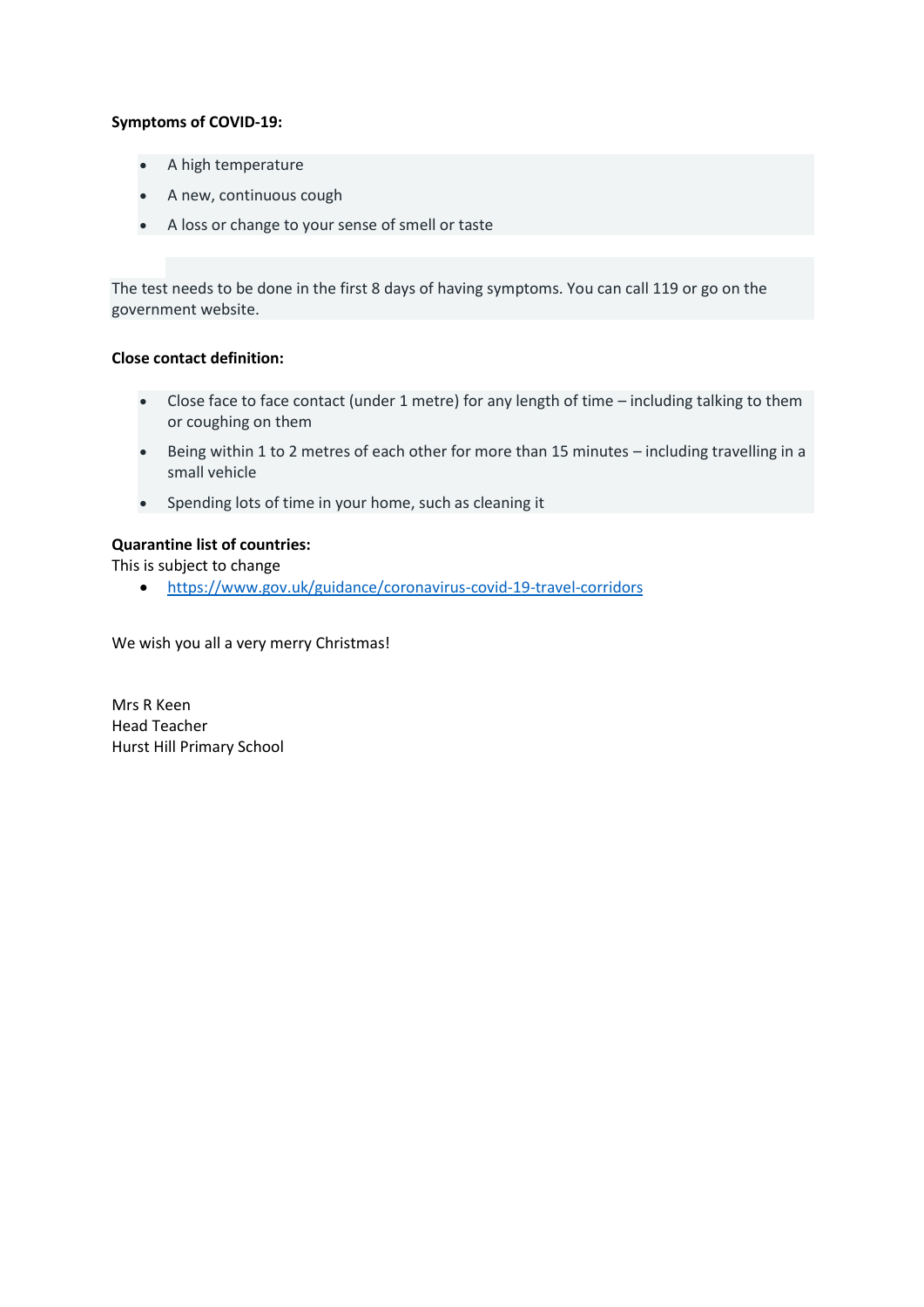**Symptoms of COVID-19:**

- A high temperature
- A new, continuous cough
- A loss or change to your sense of smell or taste

The test needs to be done in the first 8 days of having symptoms. You can call 119 or go on the government website.

**Close contact definition:**

- Close face to face contact (under 1 metre) for any length of time – including talking to them or coughing on them
- Being within 1 to 2 metres of each other for more than 15 minutes – including travelling in a small vehicle
- Spending lots of time in your home, such as cleaning it

**Quarantine list of countries:**
This is subject to change

- https://www.gov.uk/guidance/coronavirus-covid-19-travel-corridors

We wish you all a very merry Christmas!

Mrs R Keen
Head Teacher
Hurst Hill Primary School